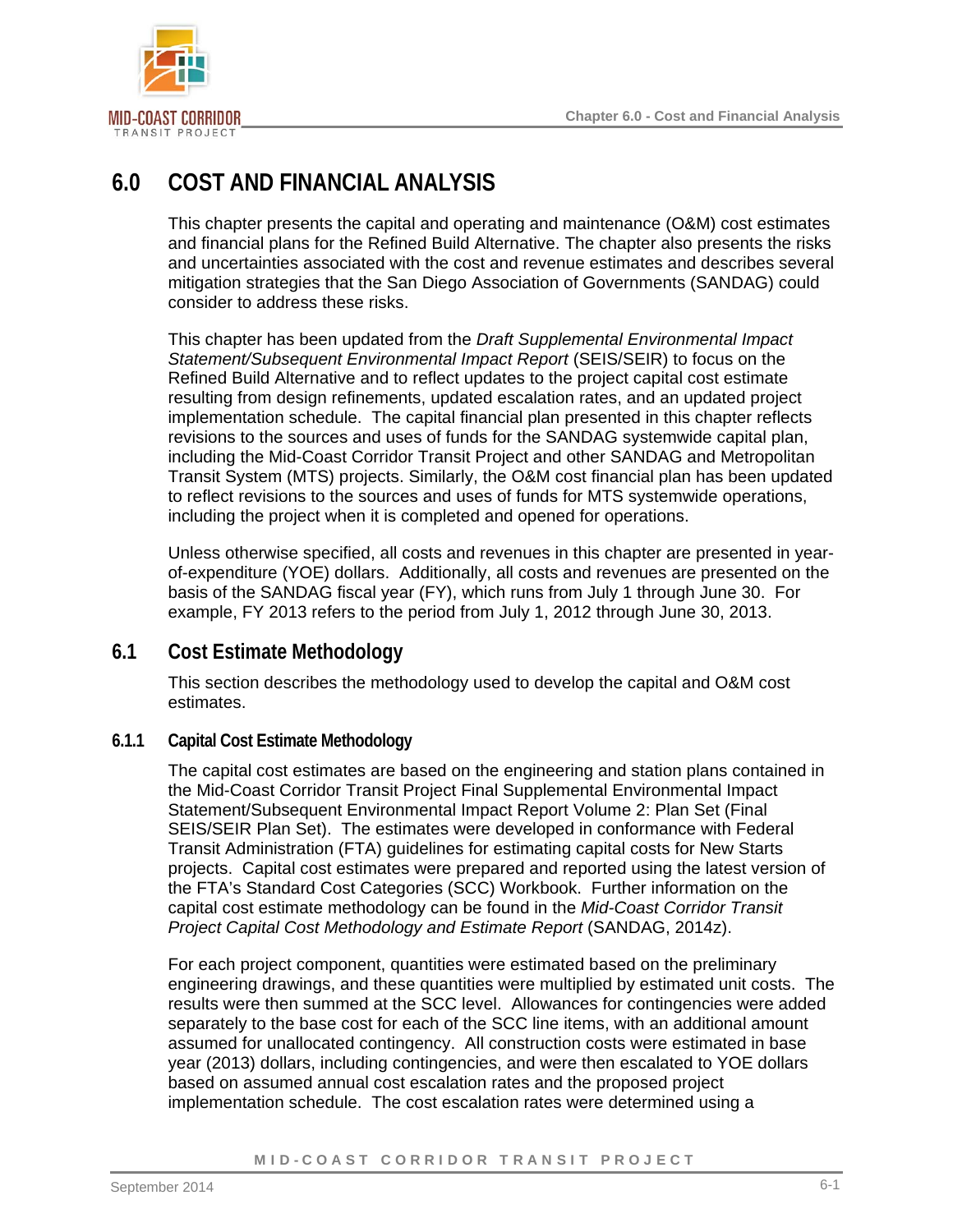# 6.0 COST AND FINANCIAL ANALYSIS

This chapter presents the capital and operating and maintenance (O&M) cost estimates and financial plans for the Refined Build Alternative. The chapter also presents the risks and uncertainties associated with the cost and revenue estimates and describes several mitigation strategies that the San Diego Association of Governments (SANDAG) could consider to address these risks.

This chapter has been updated from the *Draft Supplemental Environmental Impact Statement/Subsequent Environmental Impact Report* (SEIS/SEIR) to focus on the Refined Build Alternative and to reflect updates to the project capital cost estimate resulting from design refinements, updated escalation rates, and an updated project implementation schedule. The capital financial plan presented in this chapter reflects revisions to the sources and uses of funds for the SANDAG systemwide capital plan, including the Mid-Coast Corridor Transit Project and other SANDAG and Metropolitan Transit System (MTS) projects. Similarly, the O&M cost financial plan has been updated to reflect revisions to the sources and uses of funds for MTS systemwide operations, including the project when it is completed and opened for operations.

Unless otherwise specified, all costs and revenues in this chapter are presented in year-of-expenditure (YOE) dollars. Additionally, all costs and revenues are presented on the basis of the SANDAG fiscal year (FY), which runs from July 1 through June 30. For example, FY 2013 refers to the period from July 1, 2012 through June 30, 2013.

## 6.1 Cost Estimate Methodology

This section describes the methodology used to develop the capital and O&M cost estimates.

### 6.1.1 Capital Cost Estimate Methodology

The capital cost estimates are based on the engineering and station plans contained in the Mid-Coast Corridor Transit Project Final Supplemental Environmental Impact Statement/Subsequent Environmental Impact Report Volume 2: Plan Set (Final SEIS/SEIR Plan Set). The estimates were developed in conformance with Federal Transit Administration (FTA) guidelines for estimating capital costs for New Starts projects. Capital cost estimates were prepared and reported using the latest version of the FTA's Standard Cost Categories (SCC) Workbook. Further information on the capital cost estimate methodology can be found in the *Mid-Coast Corridor Transit Project Capital Cost Methodology and Estimate Report* (SANDAG, 2014z).

For each project component, quantities were estimated based on the preliminary engineering drawings, and these quantities were multiplied by estimated unit costs. The results were then summed at the SCC level. Allowances for contingencies were added separately to the base cost for each of the SCC line items, with an additional amount assumed for unallocated contingency. All construction costs were estimated in base year (2013) dollars, including contingencies, and were then escalated to YOE dollars based on assumed annual cost escalation rates and the proposed project implementation schedule. The cost escalation rates were determined using a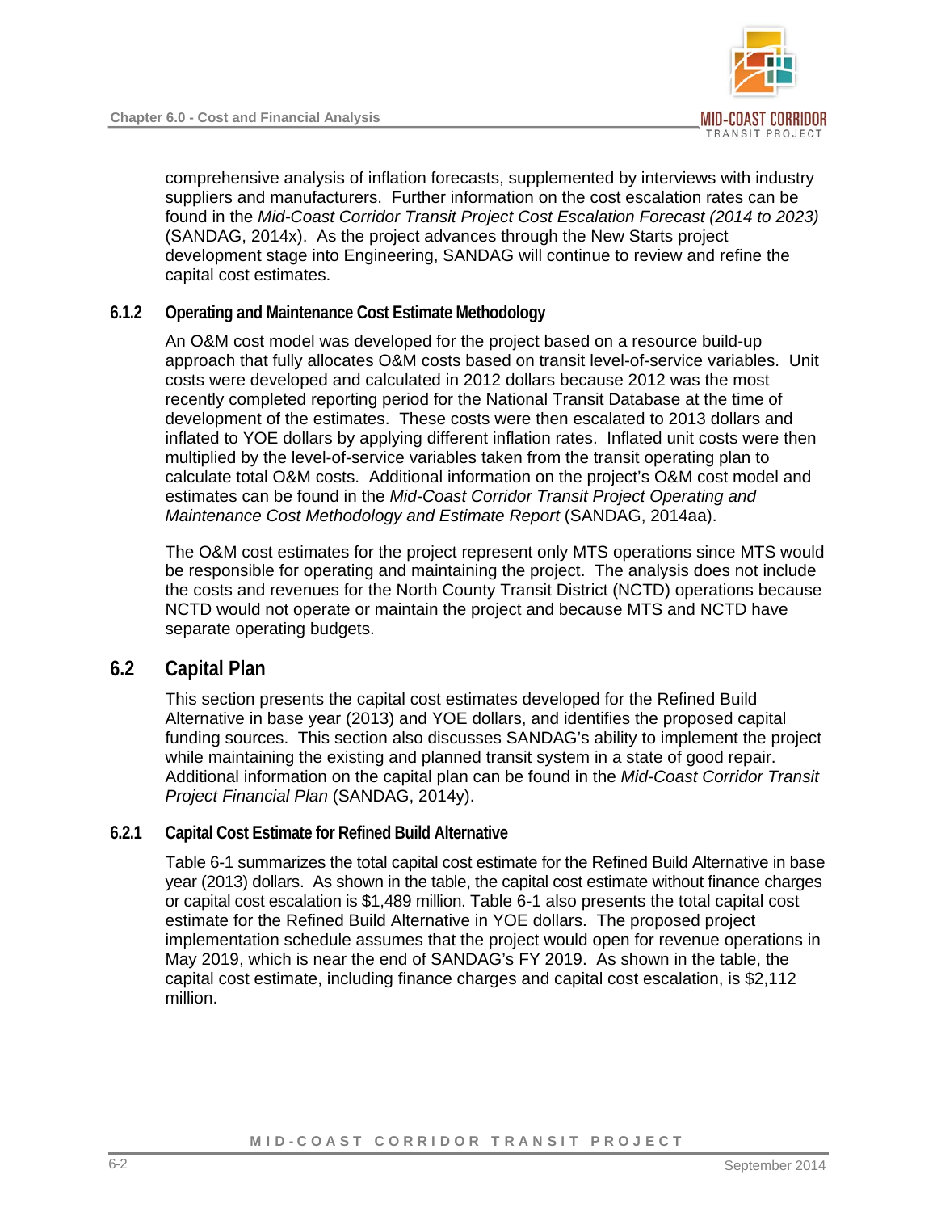comprehensive analysis of inflation forecasts, supplemented by interviews with industry suppliers and manufacturers. Further information on the cost escalation rates can be found in the *Mid-Coast Corridor Transit Project Cost Escalation Forecast (2014 to 2023)* (SANDAG, 2014x). As the project advances through the New Starts project development stage into Engineering, SANDAG will continue to review and refine the capital cost estimates.

### 6.1.2 Operating and Maintenance Cost Estimate Methodology

An O&M cost model was developed for the project based on a resource build-up approach that fully allocates O&M costs based on transit level-of-service variables. Unit costs were developed and calculated in 2012 dollars because 2012 was the most recently completed reporting period for the National Transit Database at the time of development of the estimates. These costs were then escalated to 2013 dollars and inflated to YOE dollars by applying different inflation rates. Inflated unit costs were then multiplied by the level-of-service variables taken from the transit operating plan to calculate total O&M costs. Additional information on the project's O&M cost model and estimates can be found in the *Mid-Coast Corridor Transit Project Operating and Maintenance Cost Methodology and Estimate Report* (SANDAG, 2014aa).

The O&M cost estimates for the project represent only MTS operations since MTS would be responsible for operating and maintaining the project. The analysis does not include the costs and revenues for the North County Transit District (NCTD) operations because NCTD would not operate or maintain the project and because MTS and NCTD have separate operating budgets.

## 6.2 Capital Plan

This section presents the capital cost estimates developed for the Refined Build Alternative in base year (2013) and YOE dollars, and identifies the proposed capital funding sources. This section also discusses SANDAG's ability to implement the project while maintaining the existing and planned transit system in a state of good repair. Additional information on the capital plan can be found in the *Mid-Coast Corridor Transit Project Financial Plan* (SANDAG, 2014y).

### 6.2.1 Capital Cost Estimate for Refined Build Alternative

Table 6-1 summarizes the total capital cost estimate for the Refined Build Alternative in base year (2013) dollars. As shown in the table, the capital cost estimate without finance charges or capital cost escalation is $1,489 million. Table 6-1 also presents the total capital cost estimate for the Refined Build Alternative in YOE dollars. The proposed project implementation schedule assumes that the project would open for revenue operations in May 2019, which is near the end of SANDAG's FY 2019. As shown in the table, the capital cost estimate, including finance charges and capital cost escalation, is $2,112 million.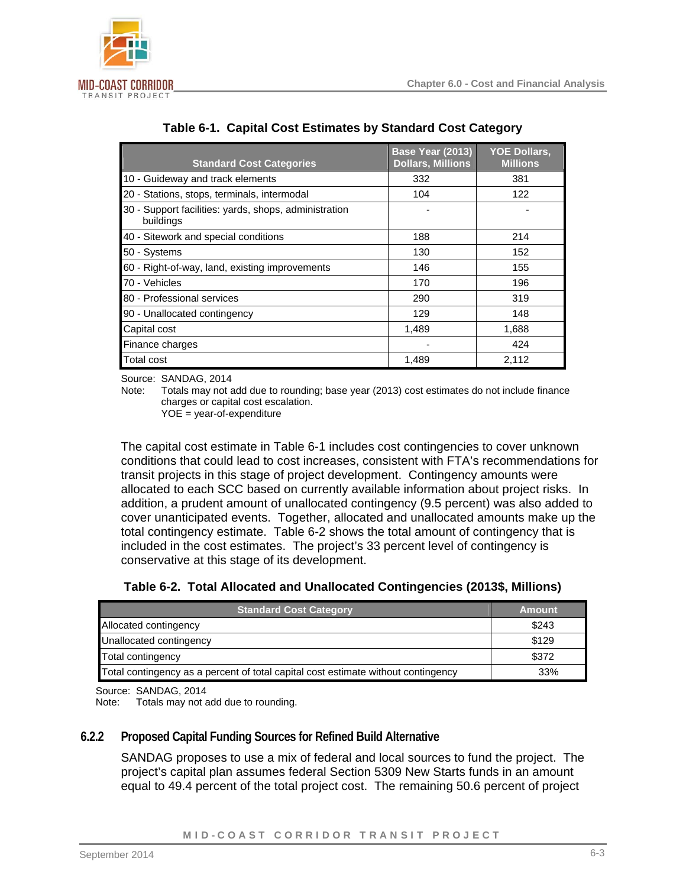**Table 6-1. Capital Cost Estimates by Standard Cost Category**

| Standard Cost Categories | Base Year (2013) Dollars, Millions | YOE Dollars, Millions |
|---|---|---|
| 10 - Guideway and track elements | 332 | 381 |
| 20 - Stations, stops, terminals, intermodal | 104 | 122 |
| 30 - Support facilities: yards, shops, administration buildings | - | - |
| 40 - Sitework and special conditions | 188 | 214 |
| 50 - Systems | 130 | 152 |
| 60 - Right-of-way, land, existing improvements | 146 | 155 |
| 70 - Vehicles | 170 | 196 |
| 80 - Professional services | 290 | 319 |
| 90 - Unallocated contingency | 129 | 148 |
| Capital cost | 1,489 | 1,688 |
| Finance charges | - | 424 |
| Total cost | 1,489 | 2,112 |

Source: SANDAG, 2014
Note: Totals may not add due to rounding; base year (2013) cost estimates do not include finance charges or capital cost escalation.
YOE = year-of-expenditure

The capital cost estimate in Table 6-1 includes cost contingencies to cover unknown conditions that could lead to cost increases, consistent with FTA's recommendations for transit projects in this stage of project development. Contingency amounts were allocated to each SCC based on currently available information about project risks. In addition, a prudent amount of unallocated contingency (9.5 percent) was also added to cover unanticipated events. Together, allocated and unallocated amounts make up the total contingency estimate. Table 6-2 shows the total amount of contingency that is included in the cost estimates. The project's 33 percent level of contingency is conservative at this stage of its development.

**Table 6-2. Total Allocated and Unallocated Contingencies (2013$, Millions)**

| Standard Cost Category | Amount |
|---|---|
| Allocated contingency | $243 |
| Unallocated contingency | $129 |
| Total contingency | $372 |
| Total contingency as a percent of total capital cost estimate without contingency | 33% |

Source: SANDAG, 2014
Note: Totals may not add due to rounding.

### 6.2.2 Proposed Capital Funding Sources for Refined Build Alternative

SANDAG proposes to use a mix of federal and local sources to fund the project. The project's capital plan assumes federal Section 5309 New Starts funds in an amount equal to 49.4 percent of the total project cost. The remaining 50.6 percent of project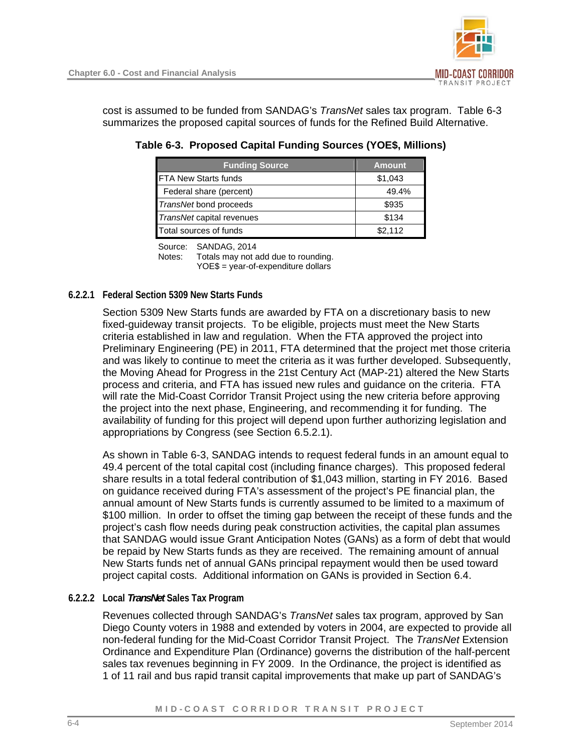cost is assumed to be funded from SANDAG's *TransNet* sales tax program. Table 6-3 summarizes the proposed capital sources of funds for the Refined Build Alternative.

**Table 6-3. Proposed Capital Funding Sources (YOE$, Millions)**

| Funding Source | Amount |
|---|---|
| FTA New Starts funds | $1,043 |
| Federal share (percent) | 49.4% |
| *TransNet* bond proceeds | $935 |
| *TransNet* capital revenues | $134 |
| Total sources of funds | $2,112 |

Source: SANDAG, 2014
Notes: Totals may not add due to rounding.
YOE$ = year-of-expenditure dollars

#### 6.2.2.1 Federal Section 5309 New Starts Funds

Section 5309 New Starts funds are awarded by FTA on a discretionary basis to new fixed-guideway transit projects. To be eligible, projects must meet the New Starts criteria established in law and regulation. When the FTA approved the project into Preliminary Engineering (PE) in 2011, FTA determined that the project met those criteria and was likely to continue to meet the criteria as it was further developed. Subsequently, the Moving Ahead for Progress in the 21st Century Act (MAP-21) altered the New Starts process and criteria, and FTA has issued new rules and guidance on the criteria. FTA will rate the Mid-Coast Corridor Transit Project using the new criteria before approving the project into the next phase, Engineering, and recommending it for funding. The availability of funding for this project will depend upon further authorizing legislation and appropriations by Congress (see Section 6.5.2.1).

As shown in Table 6-3, SANDAG intends to request federal funds in an amount equal to 49.4 percent of the total capital cost (including finance charges). This proposed federal share results in a total federal contribution of $1,043 million, starting in FY 2016. Based on guidance received during FTA's assessment of the project's PE financial plan, the annual amount of New Starts funds is currently assumed to be limited to a maximum of $100 million. In order to offset the timing gap between the receipt of these funds and the project's cash flow needs during peak construction activities, the capital plan assumes that SANDAG would issue Grant Anticipation Notes (GANs) as a form of debt that would be repaid by New Starts funds as they are received. The remaining amount of annual New Starts funds net of annual GANs principal repayment would then be used toward project capital costs. Additional information on GANs is provided in Section 6.4.

#### 6.2.2.2 Local *TransNet* Sales Tax Program

Revenues collected through SANDAG's *TransNet* sales tax program, approved by San Diego County voters in 1988 and extended by voters in 2004, are expected to provide all non-federal funding for the Mid-Coast Corridor Transit Project. The *TransNet* Extension Ordinance and Expenditure Plan (Ordinance) governs the distribution of the half-percent sales tax revenues beginning in FY 2009. In the Ordinance, the project is identified as 1 of 11 rail and bus rapid transit capital improvements that make up part of SANDAG's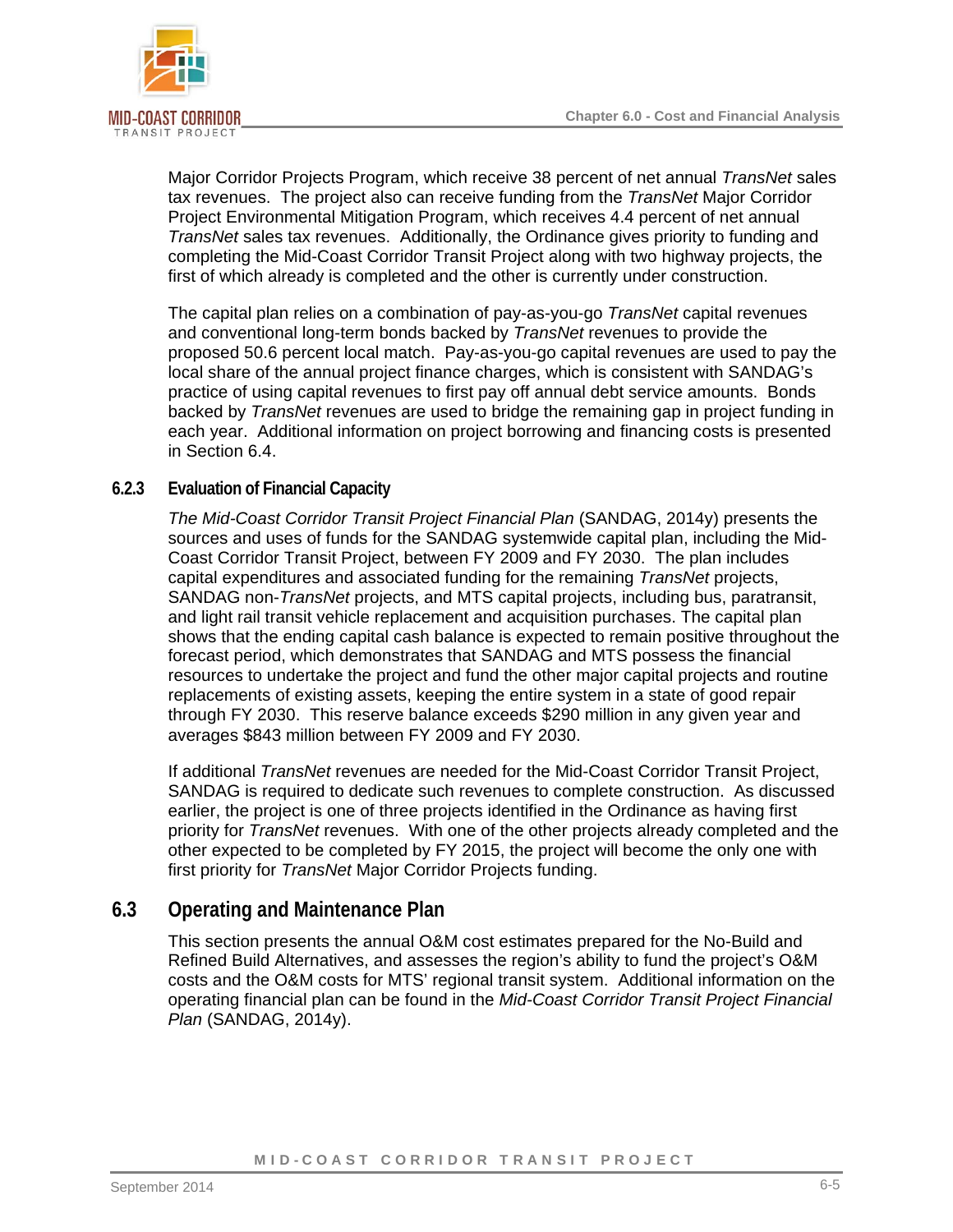Major Corridor Projects Program, which receive 38 percent of net annual *TransNet* sales tax revenues. The project also can receive funding from the *TransNet* Major Corridor Project Environmental Mitigation Program, which receives 4.4 percent of net annual *TransNet* sales tax revenues. Additionally, the Ordinance gives priority to funding and completing the Mid-Coast Corridor Transit Project along with two highway projects, the first of which already is completed and the other is currently under construction.

The capital plan relies on a combination of pay-as-you-go *TransNet* capital revenues and conventional long-term bonds backed by *TransNet* revenues to provide the proposed 50.6 percent local match. Pay-as-you-go capital revenues are used to pay the local share of the annual project finance charges, which is consistent with SANDAG's practice of using capital revenues to first pay off annual debt service amounts. Bonds backed by *TransNet* revenues are used to bridge the remaining gap in project funding in each year. Additional information on project borrowing and financing costs is presented in Section 6.4.

### 6.2.3 Evaluation of Financial Capacity

*The Mid-Coast Corridor Transit Project Financial Plan* (SANDAG, 2014y) presents the sources and uses of funds for the SANDAG systemwide capital plan, including the Mid-Coast Corridor Transit Project, between FY 2009 and FY 2030. The plan includes capital expenditures and associated funding for the remaining *TransNet* projects, SANDAG non-*TransNet* projects, and MTS capital projects, including bus, paratransit, and light rail transit vehicle replacement and acquisition purchases. The capital plan shows that the ending capital cash balance is expected to remain positive throughout the forecast period, which demonstrates that SANDAG and MTS possess the financial resources to undertake the project and fund the other major capital projects and routine replacements of existing assets, keeping the entire system in a state of good repair through FY 2030. This reserve balance exceeds $290 million in any given year and averages $843 million between FY 2009 and FY 2030.

If additional *TransNet* revenues are needed for the Mid-Coast Corridor Transit Project, SANDAG is required to dedicate such revenues to complete construction. As discussed earlier, the project is one of three projects identified in the Ordinance as having first priority for *TransNet* revenues. With one of the other projects already completed and the other expected to be completed by FY 2015, the project will become the only one with first priority for *TransNet* Major Corridor Projects funding.

## 6.3 Operating and Maintenance Plan

This section presents the annual O&M cost estimates prepared for the No-Build and Refined Build Alternatives, and assesses the region's ability to fund the project's O&M costs and the O&M costs for MTS' regional transit system. Additional information on the operating financial plan can be found in the *Mid-Coast Corridor Transit Project Financial Plan* (SANDAG, 2014y).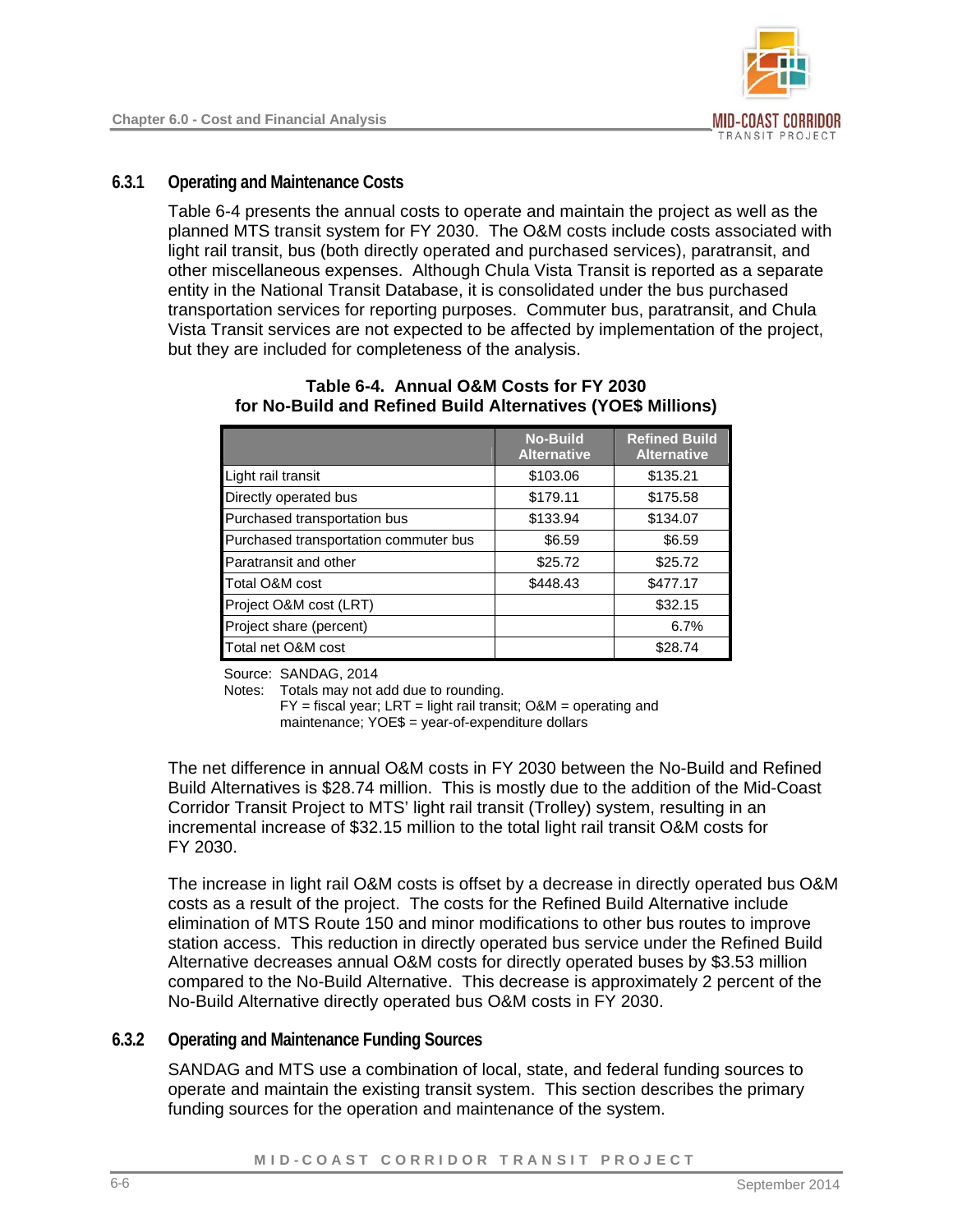### 6.3.1 Operating and Maintenance Costs

Table 6-4 presents the annual costs to operate and maintain the project as well as the planned MTS transit system for FY 2030. The O&M costs include costs associated with light rail transit, bus (both directly operated and purchased services), paratransit, and other miscellaneous expenses. Although Chula Vista Transit is reported as a separate entity in the National Transit Database, it is consolidated under the bus purchased transportation services for reporting purposes. Commuter bus, paratransit, and Chula Vista Transit services are not expected to be affected by implementation of the project, but they are included for completeness of the analysis.

**Table 6-4. Annual O&M Costs for FY 2030 for No-Build and Refined Build Alternatives (YOE$ Millions)**

| | No-Build Alternative | Refined Build Alternative |
|---|---|---|
| Light rail transit | $103.06 | $135.21 |
| Directly operated bus | $179.11 | $175.58 |
| Purchased transportation bus | $133.94 | $134.07 |
| Purchased transportation commuter bus | $6.59 | $6.59 |
| Paratransit and other | $25.72 | $25.72 |
| Total O&M cost | $448.43 | $477.17 |
| Project O&M cost (LRT) | | $32.15 |
| Project share (percent) | | 6.7% |
| Total net O&M cost | | $28.74 |

Source: SANDAG, 2014

Notes: Totals may not add due to rounding.
FY = fiscal year; LRT = light rail transit; O&M = operating and maintenance; YOE$ = year-of-expenditure dollars

The net difference in annual O&M costs in FY 2030 between the No-Build and Refined Build Alternatives is $28.74 million. This is mostly due to the addition of the Mid-Coast Corridor Transit Project to MTS' light rail transit (Trolley) system, resulting in an incremental increase of $32.15 million to the total light rail transit O&M costs for FY 2030.

The increase in light rail O&M costs is offset by a decrease in directly operated bus O&M costs as a result of the project. The costs for the Refined Build Alternative include elimination of MTS Route 150 and minor modifications to other bus routes to improve station access. This reduction in directly operated bus service under the Refined Build Alternative decreases annual O&M costs for directly operated buses by $3.53 million compared to the No-Build Alternative. This decrease is approximately 2 percent of the No-Build Alternative directly operated bus O&M costs in FY 2030.

### 6.3.2 Operating and Maintenance Funding Sources

SANDAG and MTS use a combination of local, state, and federal funding sources to operate and maintain the existing transit system. This section describes the primary funding sources for the operation and maintenance of the system.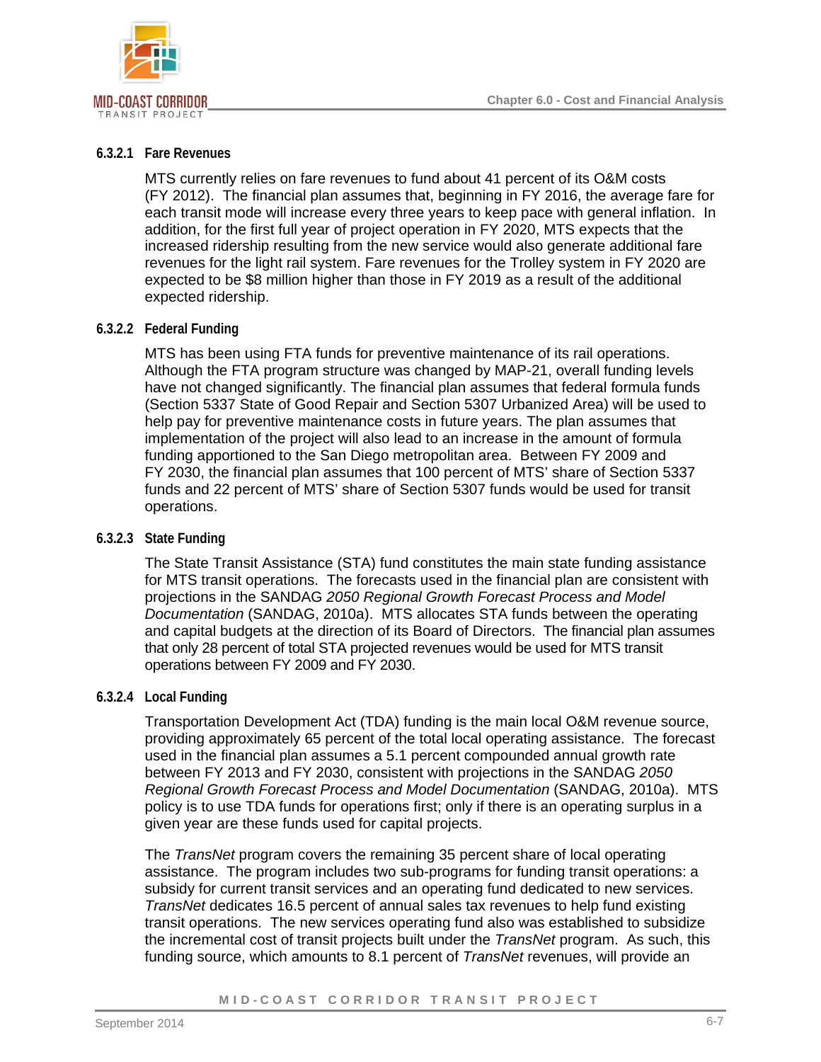#### 6.3.2.1 Fare Revenues

MTS currently relies on fare revenues to fund about 41 percent of its O&M costs (FY 2012). The financial plan assumes that, beginning in FY 2016, the average fare for each transit mode will increase every three years to keep pace with general inflation. In addition, for the first full year of project operation in FY 2020, MTS expects that the increased ridership resulting from the new service would also generate additional fare revenues for the light rail system. Fare revenues for the Trolley system in FY 2020 are expected to be $8 million higher than those in FY 2019 as a result of the additional expected ridership.

#### 6.3.2.2 Federal Funding

MTS has been using FTA funds for preventive maintenance of its rail operations. Although the FTA program structure was changed by MAP-21, overall funding levels have not changed significantly. The financial plan assumes that federal formula funds (Section 5337 State of Good Repair and Section 5307 Urbanized Area) will be used to help pay for preventive maintenance costs in future years. The plan assumes that implementation of the project will also lead to an increase in the amount of formula funding apportioned to the San Diego metropolitan area. Between FY 2009 and FY 2030, the financial plan assumes that 100 percent of MTS' share of Section 5337 funds and 22 percent of MTS' share of Section 5307 funds would be used for transit operations.

#### 6.3.2.3 State Funding

The State Transit Assistance (STA) fund constitutes the main state funding assistance for MTS transit operations. The forecasts used in the financial plan are consistent with projections in the SANDAG *2050 Regional Growth Forecast Process and Model Documentation* (SANDAG, 2010a). MTS allocates STA funds between the operating and capital budgets at the direction of its Board of Directors. The financial plan assumes that only 28 percent of total STA projected revenues would be used for MTS transit operations between FY 2009 and FY 2030.

#### 6.3.2.4 Local Funding

Transportation Development Act (TDA) funding is the main local O&M revenue source, providing approximately 65 percent of the total local operating assistance. The forecast used in the financial plan assumes a 5.1 percent compounded annual growth rate between FY 2013 and FY 2030, consistent with projections in the SANDAG *2050 Regional Growth Forecast Process and Model Documentation* (SANDAG, 2010a). MTS policy is to use TDA funds for operations first; only if there is an operating surplus in a given year are these funds used for capital projects.

The *TransNet* program covers the remaining 35 percent share of local operating assistance. The program includes two sub-programs for funding transit operations: a subsidy for current transit services and an operating fund dedicated to new services. *TransNet* dedicates 16.5 percent of annual sales tax revenues to help fund existing transit operations. The new services operating fund also was established to subsidize the incremental cost of transit projects built under the *TransNet* program. As such, this funding source, which amounts to 8.1 percent of *TransNet* revenues, will provide an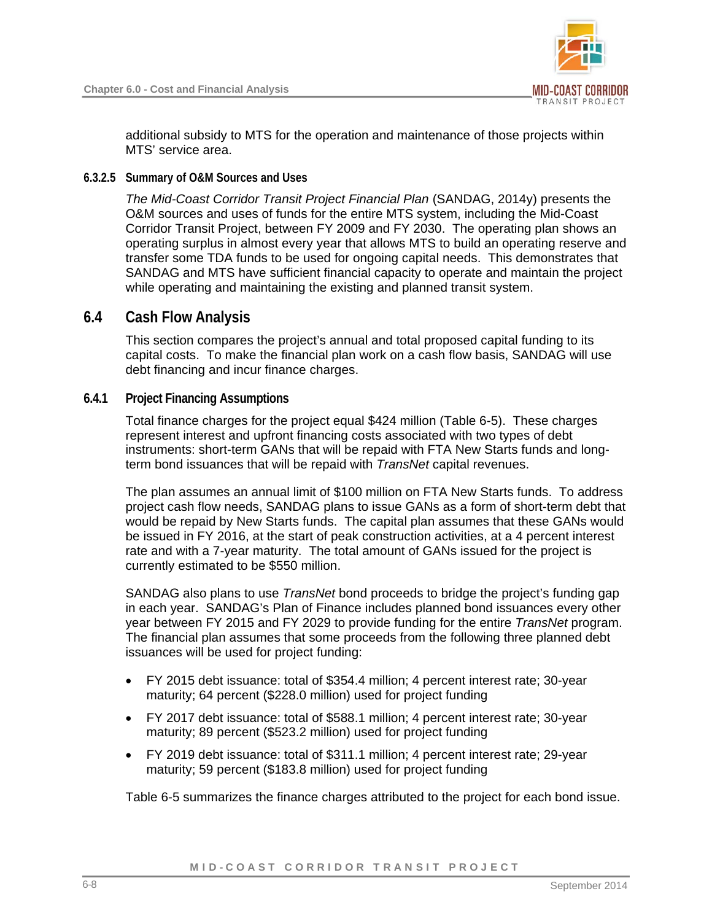additional subsidy to MTS for the operation and maintenance of those projects within MTS' service area.

#### 6.3.2.5 Summary of O&M Sources and Uses

*The Mid-Coast Corridor Transit Project Financial Plan* (SANDAG, 2014y) presents the O&M sources and uses of funds for the entire MTS system, including the Mid-Coast Corridor Transit Project, between FY 2009 and FY 2030. The operating plan shows an operating surplus in almost every year that allows MTS to build an operating reserve and transfer some TDA funds to be used for ongoing capital needs. This demonstrates that SANDAG and MTS have sufficient financial capacity to operate and maintain the project while operating and maintaining the existing and planned transit system.

## 6.4 Cash Flow Analysis

This section compares the project's annual and total proposed capital funding to its capital costs. To make the financial plan work on a cash flow basis, SANDAG will use debt financing and incur finance charges.

### 6.4.1 Project Financing Assumptions

Total finance charges for the project equal $424 million (Table 6-5). These charges represent interest and upfront financing costs associated with two types of debt instruments: short-term GANs that will be repaid with FTA New Starts funds and long-term bond issuances that will be repaid with *TransNet* capital revenues.

The plan assumes an annual limit of $100 million on FTA New Starts funds. To address project cash flow needs, SANDAG plans to issue GANs as a form of short-term debt that would be repaid by New Starts funds. The capital plan assumes that these GANs would be issued in FY 2016, at the start of peak construction activities, at a 4 percent interest rate and with a 7-year maturity. The total amount of GANs issued for the project is currently estimated to be $550 million.

SANDAG also plans to use *TransNet* bond proceeds to bridge the project's funding gap in each year. SANDAG's Plan of Finance includes planned bond issuances every other year between FY 2015 and FY 2029 to provide funding for the entire *TransNet* program. The financial plan assumes that some proceeds from the following three planned debt issuances will be used for project funding:

- FY 2015 debt issuance: total of $354.4 million; 4 percent interest rate; 30-year maturity; 64 percent ($228.0 million) used for project funding
- FY 2017 debt issuance: total of $588.1 million; 4 percent interest rate; 30-year maturity; 89 percent ($523.2 million) used for project funding
- FY 2019 debt issuance: total of $311.1 million; 4 percent interest rate; 29-year maturity; 59 percent ($183.8 million) used for project funding

Table 6-5 summarizes the finance charges attributed to the project for each bond issue.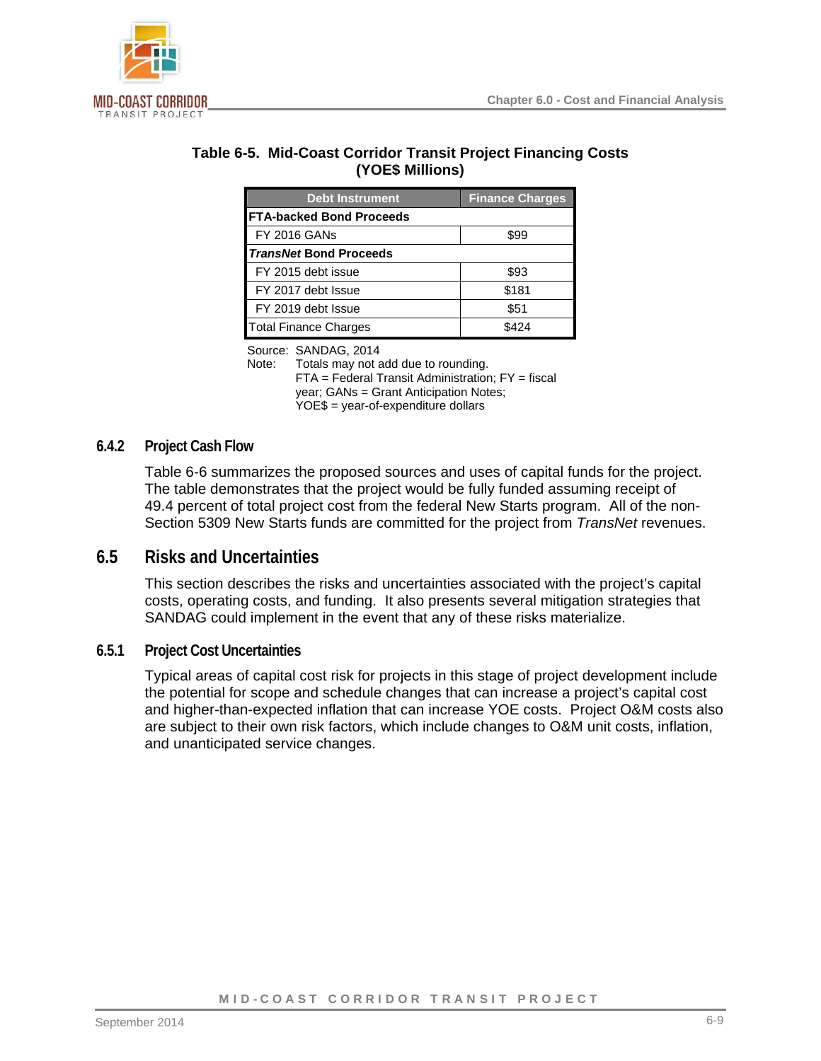**Table 6-5. Mid-Coast Corridor Transit Project Financing Costs (YOE$ Millions)**

| Debt Instrument | Finance Charges |
|---|---|
| **FTA-backed Bond Proceeds** | |
| FY 2016 GANs | $99 |
| ***TransNet* Bond Proceeds** | |
| FY 2015 debt issue | $93 |
| FY 2017 debt Issue | $181 |
| FY 2019 debt Issue | $51 |
| Total Finance Charges | $424 |

Source: SANDAG, 2014
Note: Totals may not add due to rounding.
FTA = Federal Transit Administration; FY = fiscal year; GANs = Grant Anticipation Notes; YOE$ = year-of-expenditure dollars

### 6.4.2 Project Cash Flow

Table 6-6 summarizes the proposed sources and uses of capital funds for the project. The table demonstrates that the project would be fully funded assuming receipt of 49.4 percent of total project cost from the federal New Starts program. All of the non-Section 5309 New Starts funds are committed for the project from *TransNet* revenues.

## 6.5 Risks and Uncertainties

This section describes the risks and uncertainties associated with the project's capital costs, operating costs, and funding. It also presents several mitigation strategies that SANDAG could implement in the event that any of these risks materialize.

### 6.5.1 Project Cost Uncertainties

Typical areas of capital cost risk for projects in this stage of project development include the potential for scope and schedule changes that can increase a project's capital cost and higher-than-expected inflation that can increase YOE costs. Project O&M costs also are subject to their own risk factors, which include changes to O&M unit costs, inflation, and unanticipated service changes.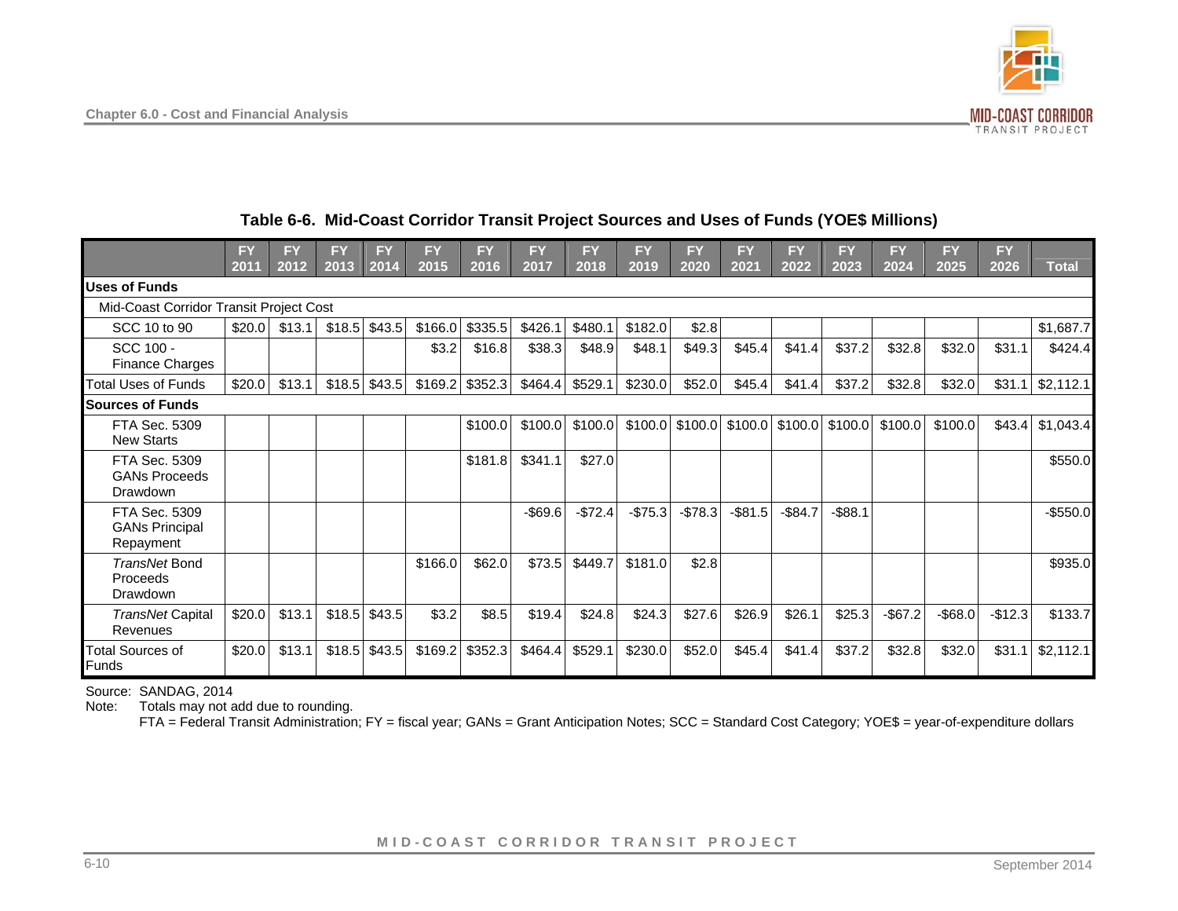**Table 6-6. Mid-Coast Corridor Transit Project Sources and Uses of Funds (YOE$ Millions)**

| | FY 2011 | FY 2012 | FY 2013 | FY 2014 | FY 2015 | FY 2016 | FY 2017 | FY 2018 | FY 2019 | FY 2020 | FY 2021 | FY 2022 | FY 2023 | FY 2024 | FY 2025 | FY 2026 | Total |
|---|---|---|---|---|---|---|---|---|---|---|---|---|---|---|---|---|---|
| **Uses of Funds** | | | | | | | | | | | | | | | | | |
| Mid-Coast Corridor Transit Project Cost | | | | | | | | | | | | | | | | | |
| SCC 10 to 90 | $20.0 | $13.1 | $18.5 | $43.5 | $166.0 | $335.5 | $426.1 | $480.1 | $182.0 | $2.8 | | | | | | | $1,687.7 |
| SCC 100 - Finance Charges | | | | | $3.2 | $16.8 | $38.3 | $48.9 | $48.1 | $49.3 | $45.4 | $41.4 | $37.2 | $32.8 | $32.0 | $31.1 | $424.4 |
| Total Uses of Funds | $20.0 | $13.1 | $18.5 | $43.5 | $169.2 | $352.3 | $464.4 | $529.1 | $230.0 | $52.0 | $45.4 | $41.4 | $37.2 | $32.8 | $32.0 | $31.1 | $2,112.1 |
| **Sources of Funds** | | | | | | | | | | | | | | | | | |
| FTA Sec. 5309 New Starts | | | | | | $100.0 | $100.0 | $100.0 | $100.0 | $100.0 | $100.0 | $100.0 | $100.0 | $100.0 | $100.0 | $43.4 | $1,043.4 |
| FTA Sec. 5309 GANs Proceeds Drawdown | | | | | | $181.8 | $341.1 | $27.0 | | | | | | | | | $550.0 |
| FTA Sec. 5309 GANs Principal Repayment | | | | | | | -$69.6 | -$72.4 | -$75.3 | -$78.3 | -$81.5 | -$84.7 | -$88.1 | | | | -$550.0 |
| *TransNet* Bond Proceeds Drawdown | | | | | $166.0 | $62.0 | $73.5 | $449.7 | $181.0 | $2.8 | | | | | | | $935.0 |
| *TransNet* Capital Revenues | $20.0 | $13.1 | $18.5 | $43.5 | $3.2 | $8.5 | $19.4 | $24.8 | $24.3 | $27.6 | $26.9 | $26.1 | $25.3 | -$67.2 | -$68.0 | -$12.3 | $133.7 |
| Total Sources of Funds | $20.0 | $13.1 | $18.5 | $43.5 | $169.2 | $352.3 | $464.4 | $529.1 | $230.0 | $52.0 | $45.4 | $41.4 | $37.2 | $32.8 | $32.0 | $31.1 | $2,112.1 |

Source: SANDAG, 2014

Note: Totals may not add due to rounding.

FTA = Federal Transit Administration; FY = fiscal year; GANs = Grant Anticipation Notes; SCC = Standard Cost Category; YOE$ = year-of-expenditure dollars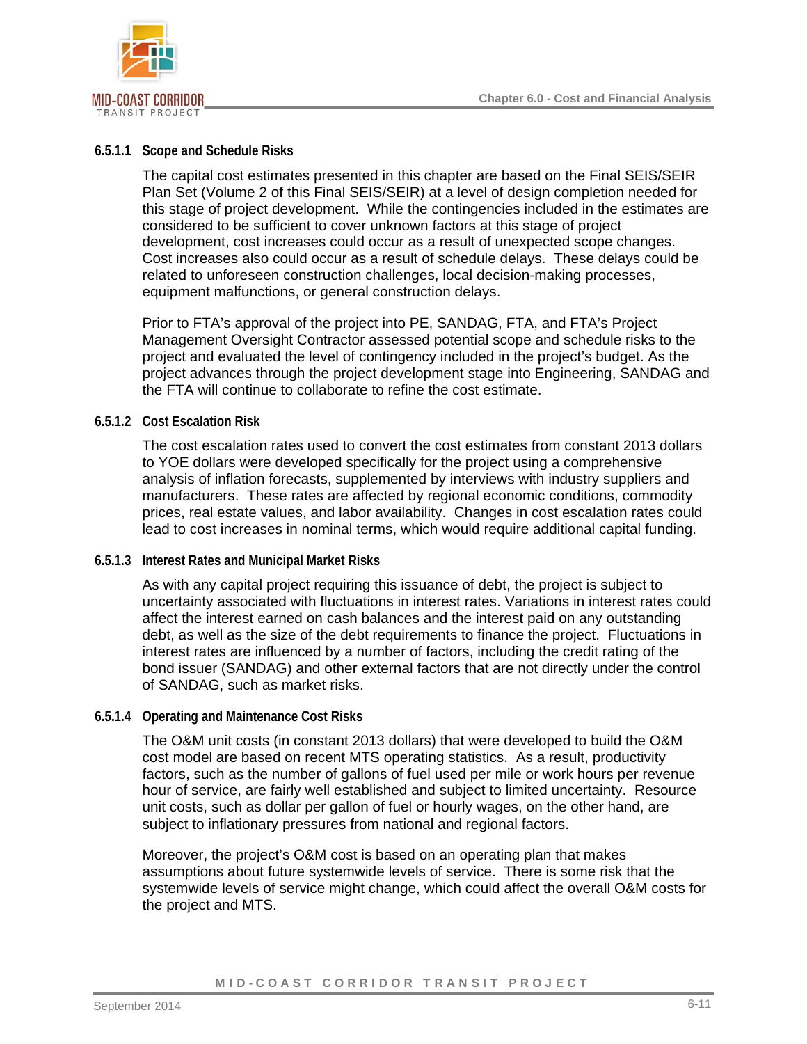#### 6.5.1.1 Scope and Schedule Risks

The capital cost estimates presented in this chapter are based on the Final SEIS/SEIR Plan Set (Volume 2 of this Final SEIS/SEIR) at a level of design completion needed for this stage of project development. While the contingencies included in the estimates are considered to be sufficient to cover unknown factors at this stage of project development, cost increases could occur as a result of unexpected scope changes. Cost increases also could occur as a result of schedule delays. These delays could be related to unforeseen construction challenges, local decision-making processes, equipment malfunctions, or general construction delays.

Prior to FTA's approval of the project into PE, SANDAG, FTA, and FTA's Project Management Oversight Contractor assessed potential scope and schedule risks to the project and evaluated the level of contingency included in the project's budget. As the project advances through the project development stage into Engineering, SANDAG and the FTA will continue to collaborate to refine the cost estimate.

#### 6.5.1.2 Cost Escalation Risk

The cost escalation rates used to convert the cost estimates from constant 2013 dollars to YOE dollars were developed specifically for the project using a comprehensive analysis of inflation forecasts, supplemented by interviews with industry suppliers and manufacturers. These rates are affected by regional economic conditions, commodity prices, real estate values, and labor availability. Changes in cost escalation rates could lead to cost increases in nominal terms, which would require additional capital funding.

#### 6.5.1.3 Interest Rates and Municipal Market Risks

As with any capital project requiring this issuance of debt, the project is subject to uncertainty associated with fluctuations in interest rates. Variations in interest rates could affect the interest earned on cash balances and the interest paid on any outstanding debt, as well as the size of the debt requirements to finance the project. Fluctuations in interest rates are influenced by a number of factors, including the credit rating of the bond issuer (SANDAG) and other external factors that are not directly under the control of SANDAG, such as market risks.

#### 6.5.1.4 Operating and Maintenance Cost Risks

The O&M unit costs (in constant 2013 dollars) that were developed to build the O&M cost model are based on recent MTS operating statistics. As a result, productivity factors, such as the number of gallons of fuel used per mile or work hours per revenue hour of service, are fairly well established and subject to limited uncertainty. Resource unit costs, such as dollar per gallon of fuel or hourly wages, on the other hand, are subject to inflationary pressures from national and regional factors.

Moreover, the project's O&M cost is based on an operating plan that makes assumptions about future systemwide levels of service. There is some risk that the systemwide levels of service might change, which could affect the overall O&M costs for the project and MTS.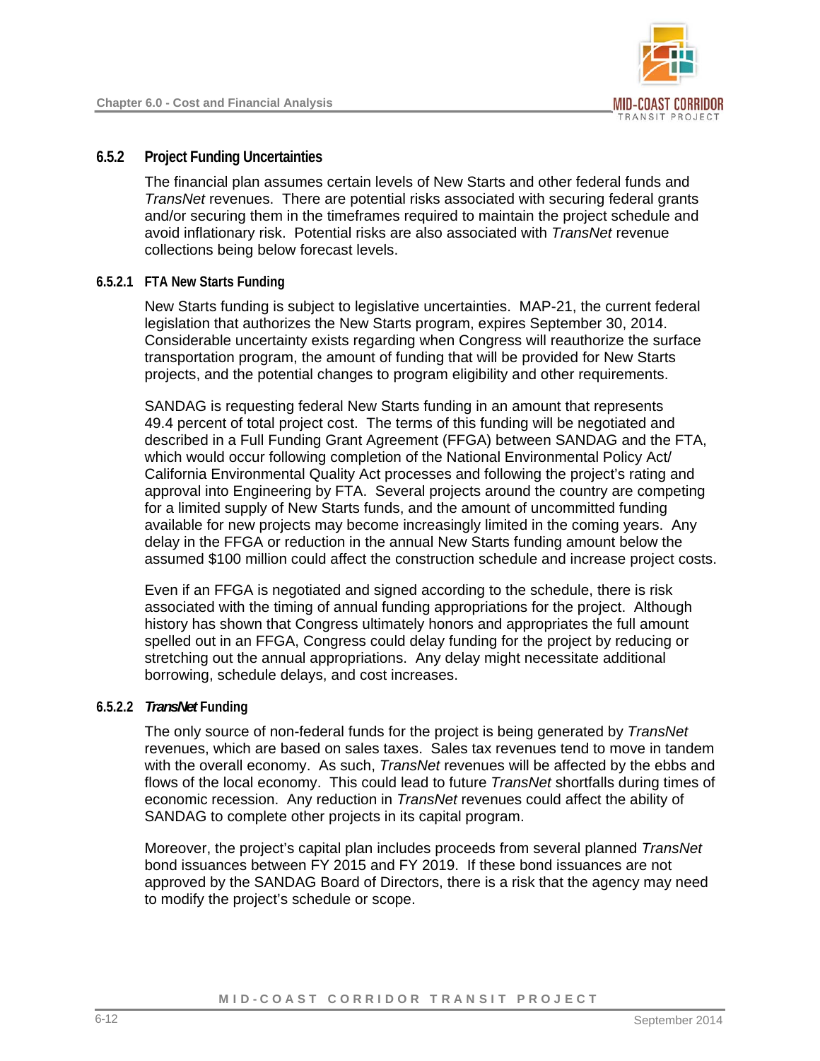### 6.5.2 Project Funding Uncertainties

The financial plan assumes certain levels of New Starts and other federal funds and *TransNet* revenues. There are potential risks associated with securing federal grants and/or securing them in the timeframes required to maintain the project schedule and avoid inflationary risk. Potential risks are also associated with *TransNet* revenue collections being below forecast levels.

#### 6.5.2.1 FTA New Starts Funding

New Starts funding is subject to legislative uncertainties. MAP-21, the current federal legislation that authorizes the New Starts program, expires September 30, 2014. Considerable uncertainty exists regarding when Congress will reauthorize the surface transportation program, the amount of funding that will be provided for New Starts projects, and the potential changes to program eligibility and other requirements.

SANDAG is requesting federal New Starts funding in an amount that represents 49.4 percent of total project cost. The terms of this funding will be negotiated and described in a Full Funding Grant Agreement (FFGA) between SANDAG and the FTA, which would occur following completion of the National Environmental Policy Act/ California Environmental Quality Act processes and following the project's rating and approval into Engineering by FTA. Several projects around the country are competing for a limited supply of New Starts funds, and the amount of uncommitted funding available for new projects may become increasingly limited in the coming years. Any delay in the FFGA or reduction in the annual New Starts funding amount below the assumed $100 million could affect the construction schedule and increase project costs.

Even if an FFGA is negotiated and signed according to the schedule, there is risk associated with the timing of annual funding appropriations for the project. Although history has shown that Congress ultimately honors and appropriates the full amount spelled out in an FFGA, Congress could delay funding for the project by reducing or stretching out the annual appropriations. Any delay might necessitate additional borrowing, schedule delays, and cost increases.

#### 6.5.2.2 *TransNet* Funding

The only source of non-federal funds for the project is being generated by *TransNet* revenues, which are based on sales taxes. Sales tax revenues tend to move in tandem with the overall economy. As such, *TransNet* revenues will be affected by the ebbs and flows of the local economy. This could lead to future *TransNet* shortfalls during times of economic recession. Any reduction in *TransNet* revenues could affect the ability of SANDAG to complete other projects in its capital program.

Moreover, the project's capital plan includes proceeds from several planned *TransNet* bond issuances between FY 2015 and FY 2019. If these bond issuances are not approved by the SANDAG Board of Directors, there is a risk that the agency may need to modify the project's schedule or scope.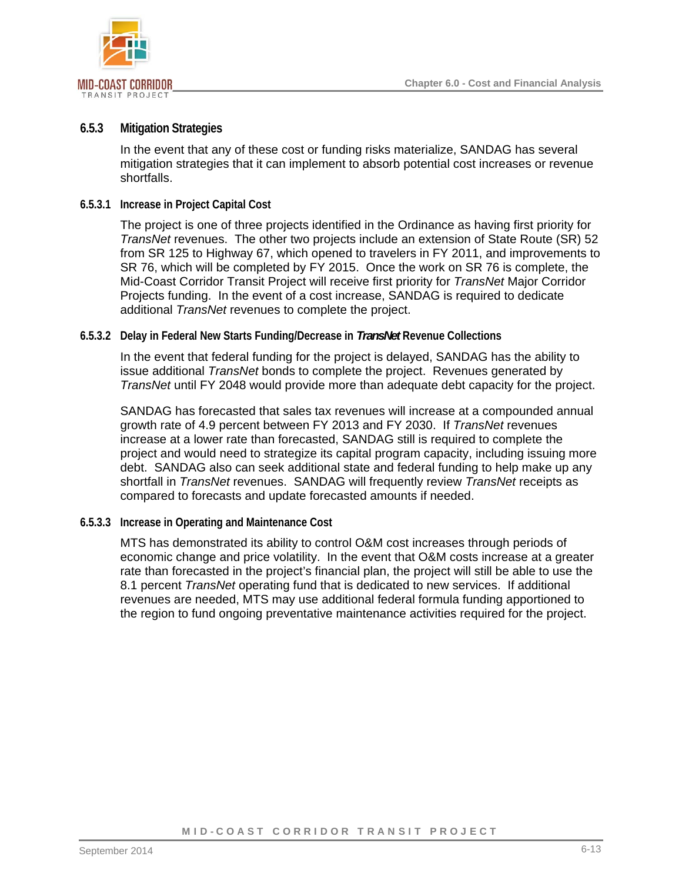### 6.5.3 Mitigation Strategies

In the event that any of these cost or funding risks materialize, SANDAG has several mitigation strategies that it can implement to absorb potential cost increases or revenue shortfalls.

#### 6.5.3.1 Increase in Project Capital Cost

The project is one of three projects identified in the Ordinance as having first priority for *TransNet* revenues. The other two projects include an extension of State Route (SR) 52 from SR 125 to Highway 67, which opened to travelers in FY 2011, and improvements to SR 76, which will be completed by FY 2015. Once the work on SR 76 is complete, the Mid-Coast Corridor Transit Project will receive first priority for *TransNet* Major Corridor Projects funding. In the event of a cost increase, SANDAG is required to dedicate additional *TransNet* revenues to complete the project.

#### 6.5.3.2 Delay in Federal New Starts Funding/Decrease in *TransNet* Revenue Collections

In the event that federal funding for the project is delayed, SANDAG has the ability to issue additional *TransNet* bonds to complete the project. Revenues generated by *TransNet* until FY 2048 would provide more than adequate debt capacity for the project.

SANDAG has forecasted that sales tax revenues will increase at a compounded annual growth rate of 4.9 percent between FY 2013 and FY 2030. If *TransNet* revenues increase at a lower rate than forecasted, SANDAG still is required to complete the project and would need to strategize its capital program capacity, including issuing more debt. SANDAG also can seek additional state and federal funding to help make up any shortfall in *TransNet* revenues. SANDAG will frequently review *TransNet* receipts as compared to forecasts and update forecasted amounts if needed.

#### 6.5.3.3 Increase in Operating and Maintenance Cost

MTS has demonstrated its ability to control O&M cost increases through periods of economic change and price volatility. In the event that O&M costs increase at a greater rate than forecasted in the project's financial plan, the project will still be able to use the 8.1 percent *TransNet* operating fund that is dedicated to new services. If additional revenues are needed, MTS may use additional federal formula funding apportioned to the region to fund ongoing preventative maintenance activities required for the project.